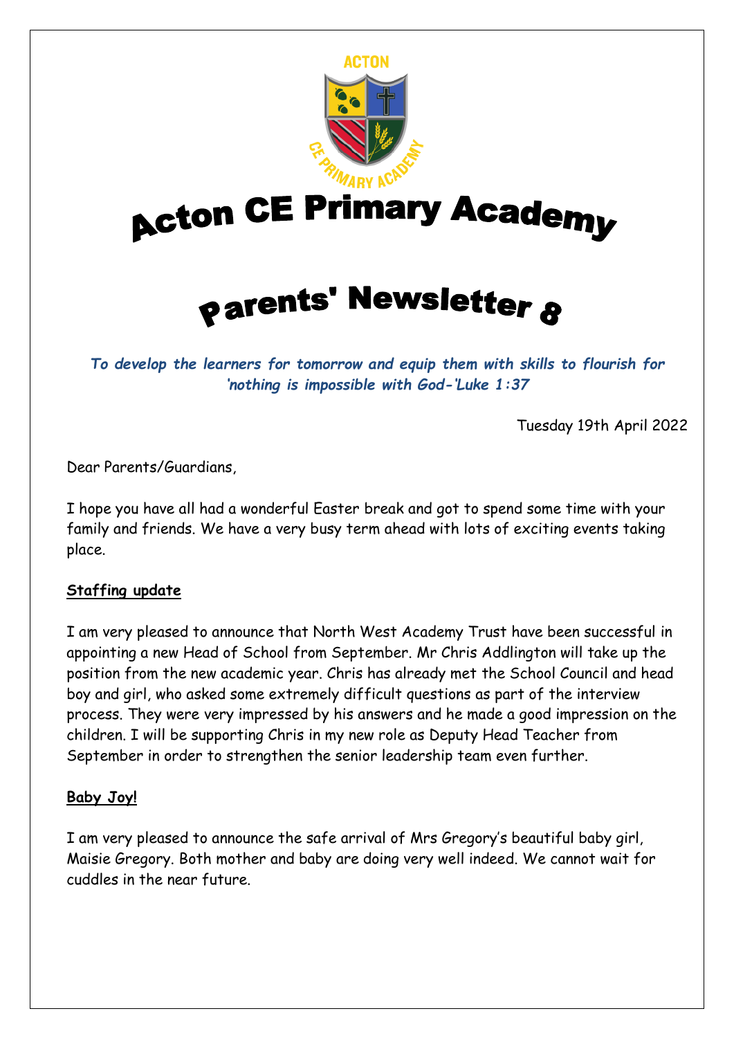# Acton CE Primary Academy

# Parents' Newsletter 8

***To develop the learners for tomorrow and equip them with skills to flourish for 'nothing is impossible with God-'Luke 1:37***

Tuesday 19th April 2022

Dear Parents/Guardians,

I hope you have all had a wonderful Easter break and got to spend some time with your family and friends. We have a very busy term ahead with lots of exciting events taking place.

**Staffing update**

I am very pleased to announce that North West Academy Trust have been successful in appointing a new Head of School from September. Mr Chris Addlington will take up the position from the new academic year. Chris has already met the School Council and head boy and girl, who asked some extremely difficult questions as part of the interview process. They were very impressed by his answers and he made a good impression on the children. I will be supporting Chris in my new role as Deputy Head Teacher from September in order to strengthen the senior leadership team even further.

**Baby Joy!**

I am very pleased to announce the safe arrival of Mrs Gregory's beautiful baby girl, Maisie Gregory. Both mother and baby are doing very well indeed. We cannot wait for cuddles in the near future.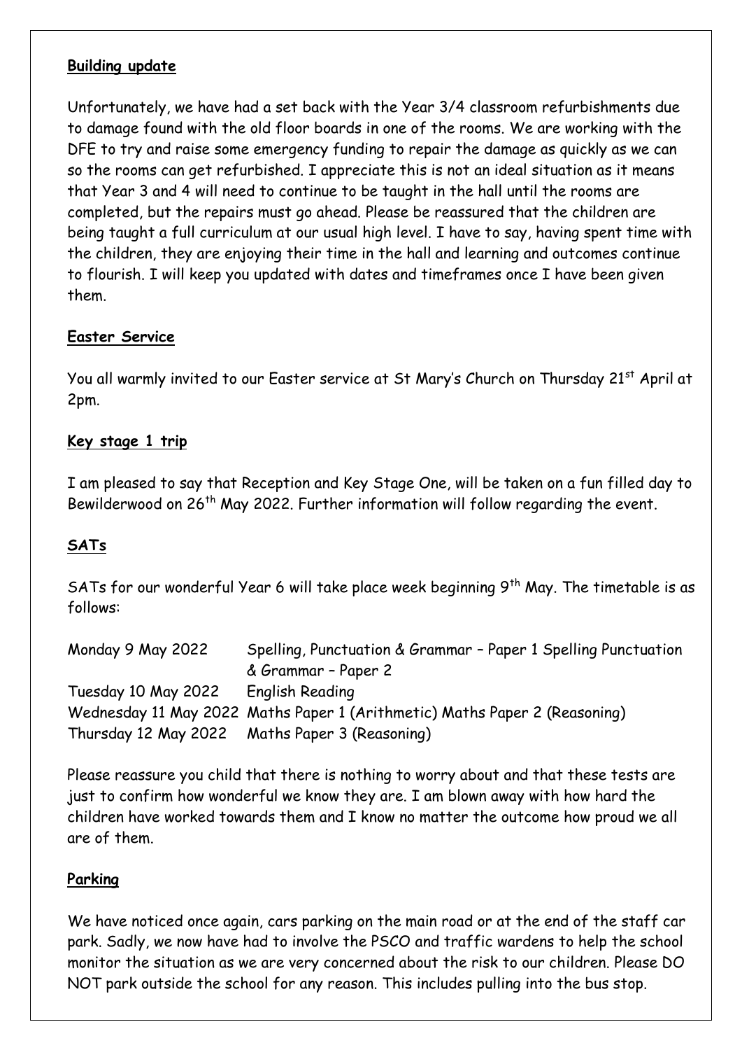**Building update**

Unfortunately, we have had a set back with the Year 3/4 classroom refurbishments due to damage found with the old floor boards in one of the rooms. We are working with the DFE to try and raise some emergency funding to repair the damage as quickly as we can so the rooms can get refurbished. I appreciate this is not an ideal situation as it means that Year 3 and 4 will need to continue to be taught in the hall until the rooms are completed, but the repairs must go ahead. Please be reassured that the children are being taught a full curriculum at our usual high level. I have to say, having spent time with the children, they are enjoying their time in the hall and learning and outcomes continue to flourish. I will keep you updated with dates and timeframes once I have been given them.

**Easter Service**

You all warmly invited to our Easter service at St Mary's Church on Thursday 21st April at 2pm.

**Key stage 1 trip**

I am pleased to say that Reception and Key Stage One, will be taken on a fun filled day to Bewilderwood on 26th May 2022. Further information will follow regarding the event.

**SATs**

SATs for our wonderful Year 6 will take place week beginning 9th May. The timetable is as follows:

| | |
|---|---|
| Monday 9 May 2022 | Spelling, Punctuation & Grammar – Paper 1 Spelling Punctuation & Grammar – Paper 2 |
| Tuesday 10 May 2022 | English Reading |
| Wednesday 11 May 2022 | Maths Paper 1 (Arithmetic) Maths Paper 2 (Reasoning) |
| Thursday 12 May 2022 | Maths Paper 3 (Reasoning) |

Please reassure you child that there is nothing to worry about and that these tests are just to confirm how wonderful we know they are. I am blown away with how hard the children have worked towards them and I know no matter the outcome how proud we all are of them.

**Parking**

We have noticed once again, cars parking on the main road or at the end of the staff car park. Sadly, we now have had to involve the PSCO and traffic wardens to help the school monitor the situation as we are very concerned about the risk to our children. Please DO NOT park outside the school for any reason. This includes pulling into the bus stop.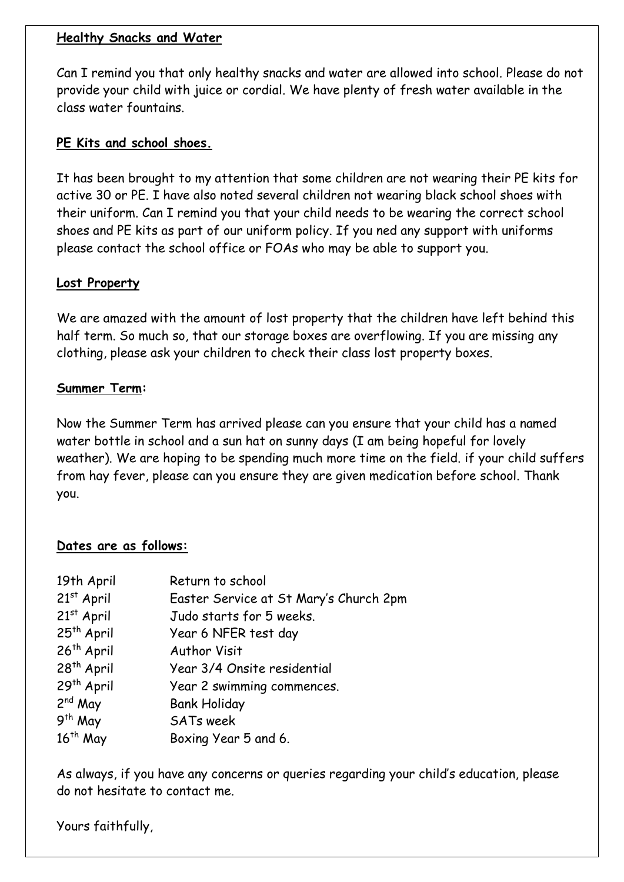**Healthy Snacks and Water**

Can I remind you that only healthy snacks and water are allowed into school. Please do not provide your child with juice or cordial. We have plenty of fresh water available in the class water fountains.

**PE Kits and school shoes.**

It has been brought to my attention that some children are not wearing their PE kits for active 30 or PE. I have also noted several children not wearing black school shoes with their uniform. Can I remind you that your child needs to be wearing the correct school shoes and PE kits as part of our uniform policy. If you ned any support with uniforms please contact the school office or FOAs who may be able to support you.

**Lost Property**

We are amazed with the amount of lost property that the children have left behind this half term. So much so, that our storage boxes are overflowing. If you are missing any clothing, please ask your children to check their class lost property boxes.

**Summer Term:**

Now the Summer Term has arrived please can you ensure that your child has a named water bottle in school and a sun hat on sunny days (I am being hopeful for lovely weather). We are hoping to be spending much more time on the field. if your child suffers from hay fever, please can you ensure they are given medication before school. Thank you.

**Dates are as follows:**

| | |
|---|---|
| 19th April | Return to school |
| 21st April | Easter Service at St Mary's Church 2pm |
| 21st April | Judo starts for 5 weeks. |
| 25th April | Year 6 NFER test day |
| 26th April | Author Visit |
| 28th April | Year 3/4 Onsite residential |
| 29th April | Year 2 swimming commences. |
| 2nd May | Bank Holiday |
| 9th May | SATs week |
| 16th May | Boxing Year 5 and 6. |

As always, if you have any concerns or queries regarding your child's education, please do not hesitate to contact me.

Yours faithfully,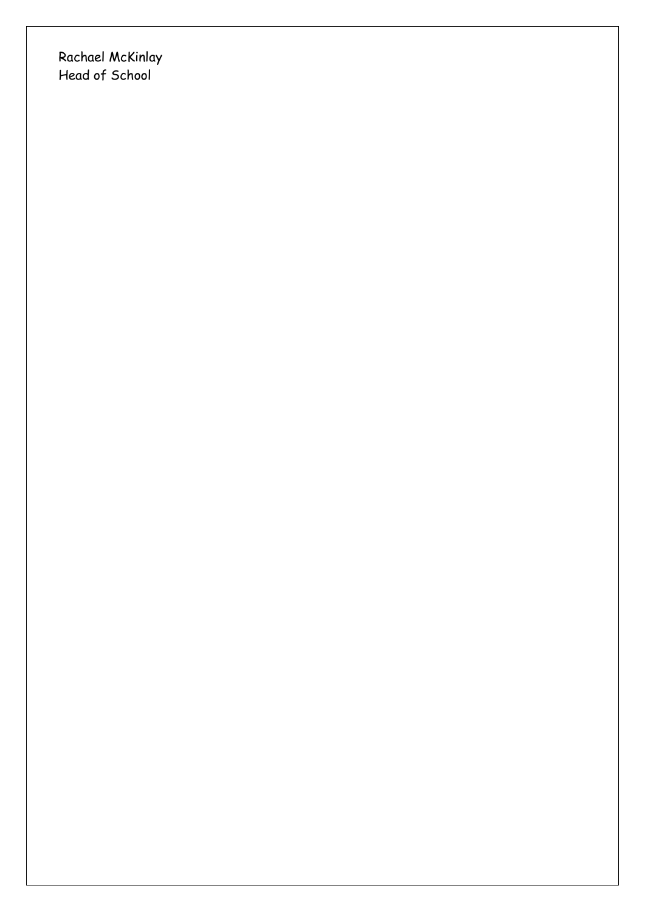Rachael McKinlay
Head of School